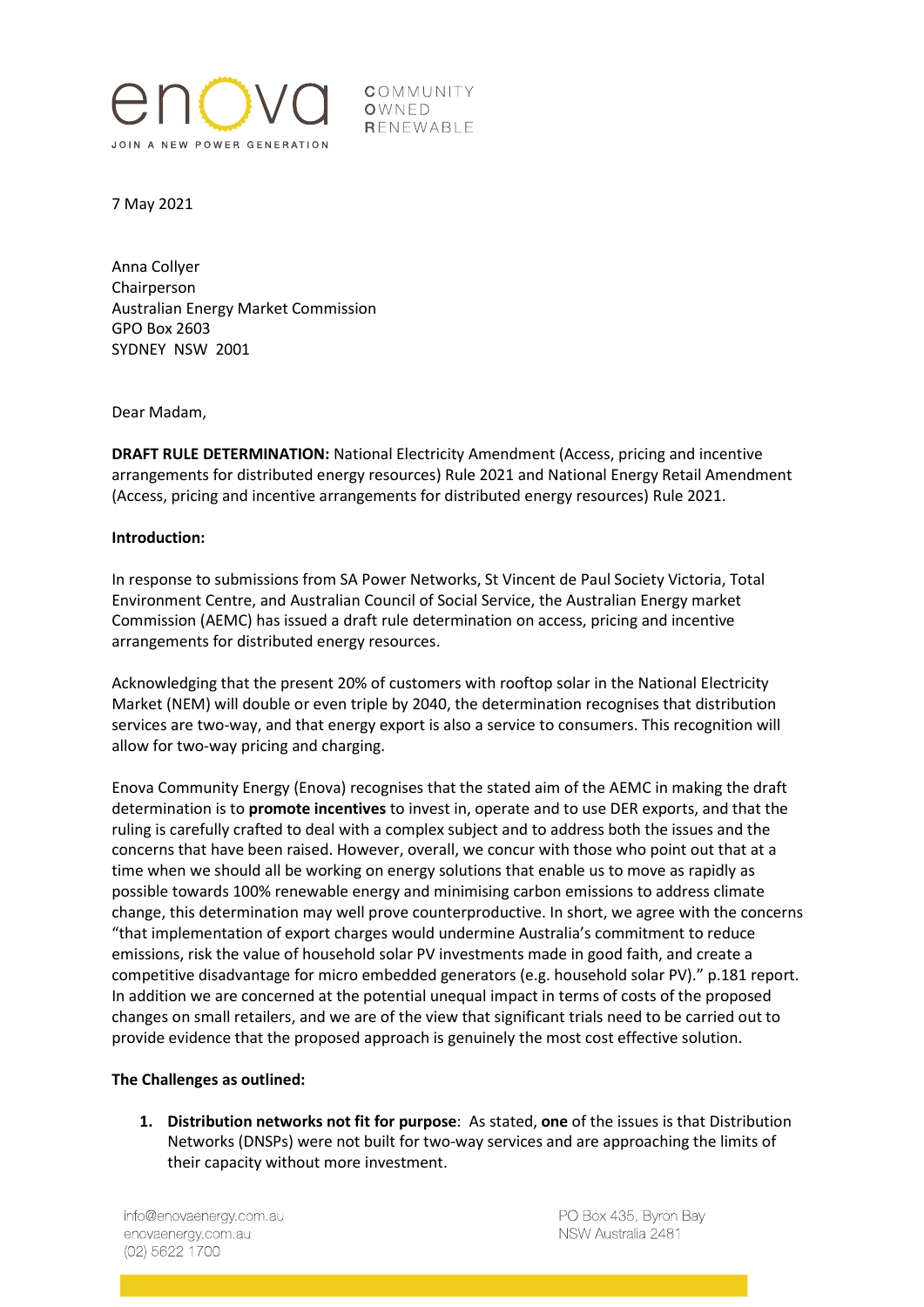enova COMMUNITY OWNED RENEWABLE

JOIN A NEW POWER GENERATION

7 May 2021

Anna Collyer
Chairperson
Australian Energy Market Commission
GPO Box 2603
SYDNEY NSW 2001

Dear Madam,

**DRAFT RULE DETERMINATION:** National Electricity Amendment (Access, pricing and incentive arrangements for distributed energy resources) Rule 2021 and National Energy Retail Amendment (Access, pricing and incentive arrangements for distributed energy resources) Rule 2021.

**Introduction:**

In response to submissions from SA Power Networks, St Vincent de Paul Society Victoria, Total Environment Centre, and Australian Council of Social Service, the Australian Energy market Commission (AEMC) has issued a draft rule determination on access, pricing and incentive arrangements for distributed energy resources.

Acknowledging that the present 20% of customers with rooftop solar in the National Electricity Market (NEM) will double or even triple by 2040, the determination recognises that distribution services are two-way, and that energy export is also a service to consumers. This recognition will allow for two-way pricing and charging.

Enova Community Energy (Enova) recognises that the stated aim of the AEMC in making the draft determination is to **promote incentives** to invest in, operate and to use DER exports, and that the ruling is carefully crafted to deal with a complex subject and to address both the issues and the concerns that have been raised. However, overall, we concur with those who point out that at a time when we should all be working on energy solutions that enable us to move as rapidly as possible towards 100% renewable energy and minimising carbon emissions to address climate change, this determination may well prove counterproductive. In short, we agree with the concerns "that implementation of export charges would undermine Australia's commitment to reduce emissions, risk the value of household solar PV investments made in good faith, and create a competitive disadvantage for micro embedded generators (e.g. household solar PV)." p.181 report. In addition we are concerned at the potential unequal impact in terms of costs of the proposed changes on small retailers, and we are of the view that significant trials need to be carried out to provide evidence that the proposed approach is genuinely the most cost effective solution.

**The Challenges as outlined:**

1. **Distribution networks not fit for purpose**: As stated, **one** of the issues is that Distribution Networks (DNSPs) were not built for two-way services and are approaching the limits of their capacity without more investment.

info@enovaenergy.com.au
enovaenergy.com.au
(02) 5622 1700

PO Box 435, Byron Bay
NSW Australia 2481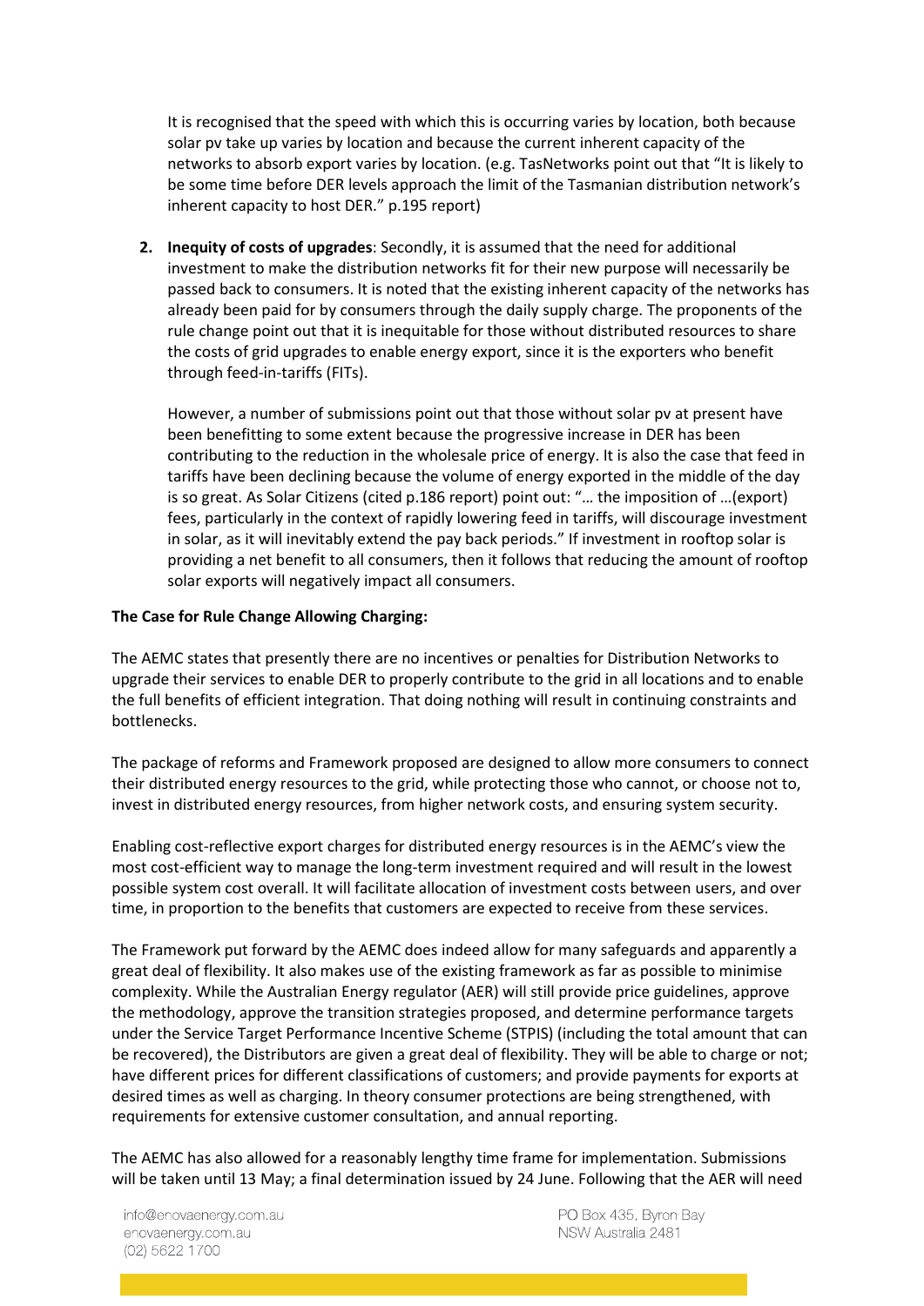It is recognised that the speed with which this is occurring varies by location, both because solar pv take up varies by location and because the current inherent capacity of the networks to absorb export varies by location. (e.g. TasNetworks point out that "It is likely to be some time before DER levels approach the limit of the Tasmanian distribution network's inherent capacity to host DER." p.195 report)

2. **Inequity of costs of upgrades**: Secondly, it is assumed that the need for additional investment to make the distribution networks fit for their new purpose will necessarily be passed back to consumers. It is noted that the existing inherent capacity of the networks has already been paid for by consumers through the daily supply charge. The proponents of the rule change point out that it is inequitable for those without distributed resources to share the costs of grid upgrades to enable energy export, since it is the exporters who benefit through feed-in-tariffs (FITs).

   However, a number of submissions point out that those without solar pv at present have been benefitting to some extent because the progressive increase in DER has been contributing to the reduction in the wholesale price of energy. It is also the case that feed in tariffs have been declining because the volume of energy exported in the middle of the day is so great. As Solar Citizens (cited p.186 report) point out: "… the imposition of …(export) fees, particularly in the context of rapidly lowering feed in tariffs, will discourage investment in solar, as it will inevitably extend the pay back periods." If investment in rooftop solar is providing a net benefit to all consumers, then it follows that reducing the amount of rooftop solar exports will negatively impact all consumers.

**The Case for Rule Change Allowing Charging:**

The AEMC states that presently there are no incentives or penalties for Distribution Networks to upgrade their services to enable DER to properly contribute to the grid in all locations and to enable the full benefits of efficient integration. That doing nothing will result in continuing constraints and bottlenecks.

The package of reforms and Framework proposed are designed to allow more consumers to connect their distributed energy resources to the grid, while protecting those who cannot, or choose not to, invest in distributed energy resources, from higher network costs, and ensuring system security.

Enabling cost-reflective export charges for distributed energy resources is in the AEMC's view the most cost-efficient way to manage the long-term investment required and will result in the lowest possible system cost overall. It will facilitate allocation of investment costs between users, and over time, in proportion to the benefits that customers are expected to receive from these services.

The Framework put forward by the AEMC does indeed allow for many safeguards and apparently a great deal of flexibility. It also makes use of the existing framework as far as possible to minimise complexity. While the Australian Energy regulator (AER) will still provide price guidelines, approve the methodology, approve the transition strategies proposed, and determine performance targets under the Service Target Performance Incentive Scheme (STPIS) (including the total amount that can be recovered), the Distributors are given a great deal of flexibility. They will be able to charge or not; have different prices for different classifications of customers; and provide payments for exports at desired times as well as charging. In theory consumer protections are being strengthened, with requirements for extensive customer consultation, and annual reporting.

The AEMC has also allowed for a reasonably lengthy time frame for implementation. Submissions will be taken until 13 May; a final determination issued by 24 June. Following that the AER will need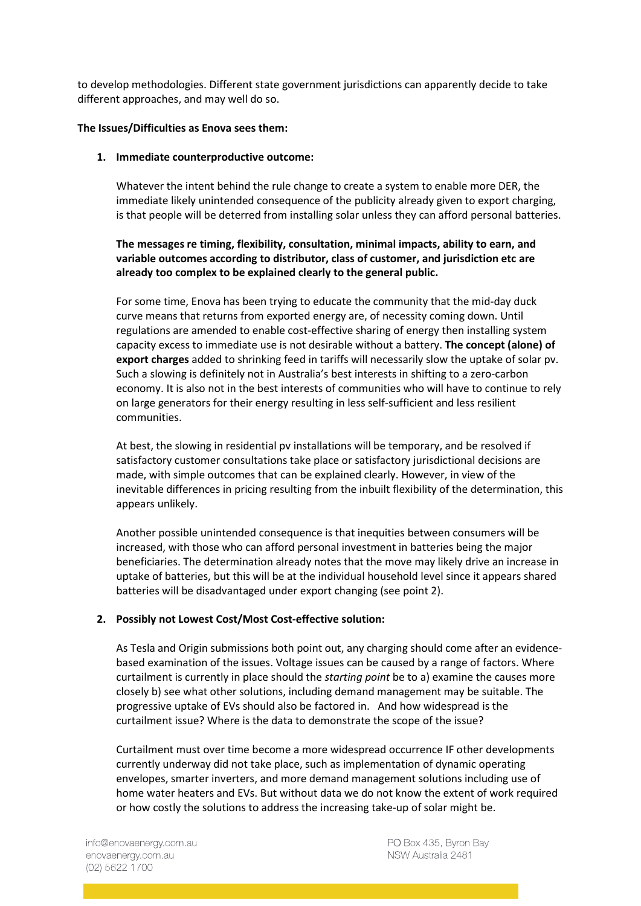to develop methodologies. Different state government jurisdictions can apparently decide to take different approaches, and may well do so.

**The Issues/Difficulties as Enova sees them:**

1. **Immediate counterproductive outcome:**

   Whatever the intent behind the rule change to create a system to enable more DER, the immediate likely unintended consequence of the publicity already given to export charging, is that people will be deterred from installing solar unless they can afford personal batteries.

   **The messages re timing, flexibility, consultation, minimal impacts, ability to earn, and variable outcomes according to distributor, class of customer, and jurisdiction etc are already too complex to be explained clearly to the general public.**

   For some time, Enova has been trying to educate the community that the mid-day duck curve means that returns from exported energy are, of necessity coming down. Until regulations are amended to enable cost-effective sharing of energy then installing system capacity excess to immediate use is not desirable without a battery. **The concept (alone) of export charges** added to shrinking feed in tariffs will necessarily slow the uptake of solar pv. Such a slowing is definitely not in Australia's best interests in shifting to a zero-carbon economy. It is also not in the best interests of communities who will have to continue to rely on large generators for their energy resulting in less self-sufficient and less resilient communities.

   At best, the slowing in residential pv installations will be temporary, and be resolved if satisfactory customer consultations take place or satisfactory jurisdictional decisions are made, with simple outcomes that can be explained clearly. However, in view of the inevitable differences in pricing resulting from the inbuilt flexibility of the determination, this appears unlikely.

   Another possible unintended consequence is that inequities between consumers will be increased, with those who can afford personal investment in batteries being the major beneficiaries. The determination already notes that the move may likely drive an increase in uptake of batteries, but this will be at the individual household level since it appears shared batteries will be disadvantaged under export changing (see point 2).

2. **Possibly not Lowest Cost/Most Cost-effective solution:**

   As Tesla and Origin submissions both point out, any charging should come after an evidence-based examination of the issues. Voltage issues can be caused by a range of factors. Where curtailment is currently in place should the *starting point* be to a) examine the causes more closely b) see what other solutions, including demand management may be suitable. The progressive uptake of EVs should also be factored in. And how widespread is the curtailment issue? Where is the data to demonstrate the scope of the issue?

   Curtailment must over time become a more widespread occurrence IF other developments currently underway did not take place, such as implementation of dynamic operating envelopes, smarter inverters, and more demand management solutions including use of home water heaters and EVs. But without data we do not know the extent of work required or how costly the solutions to address the increasing take-up of solar might be.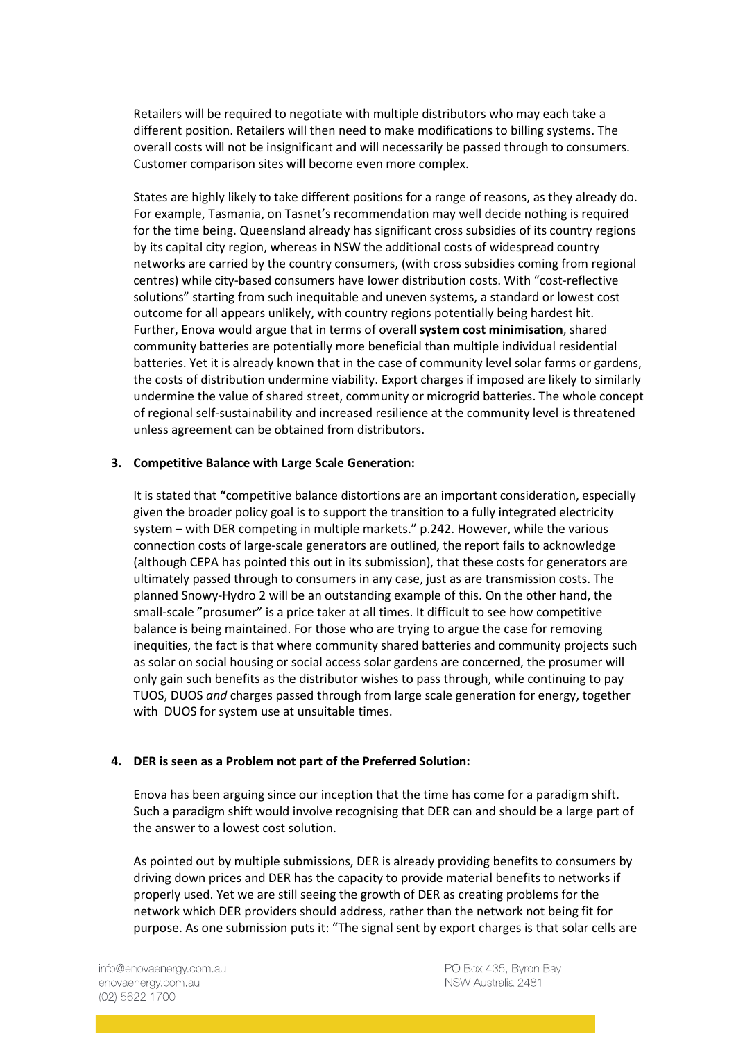Retailers will be required to negotiate with multiple distributors who may each take a different position. Retailers will then need to make modifications to billing systems. The overall costs will not be insignificant and will necessarily be passed through to consumers. Customer comparison sites will become even more complex.

States are highly likely to take different positions for a range of reasons, as they already do. For example, Tasmania, on Tasnet's recommendation may well decide nothing is required for the time being. Queensland already has significant cross subsidies of its country regions by its capital city region, whereas in NSW the additional costs of widespread country networks are carried by the country consumers, (with cross subsidies coming from regional centres) while city-based consumers have lower distribution costs. With "cost-reflective solutions" starting from such inequitable and uneven systems, a standard or lowest cost outcome for all appears unlikely, with country regions potentially being hardest hit. Further, Enova would argue that in terms of overall **system cost minimisation**, shared community batteries are potentially more beneficial than multiple individual residential batteries. Yet it is already known that in the case of community level solar farms or gardens, the costs of distribution undermine viability. Export charges if imposed are likely to similarly undermine the value of shared street, community or microgrid batteries. The whole concept of regional self-sustainability and increased resilience at the community level is threatened unless agreement can be obtained from distributors.

3. **Competitive Balance with Large Scale Generation:**

   It is stated that **"**competitive balance distortions are an important consideration, especially given the broader policy goal is to support the transition to a fully integrated electricity system – with DER competing in multiple markets." p.242. However, while the various connection costs of large-scale generators are outlined, the report fails to acknowledge (although CEPA has pointed this out in its submission), that these costs for generators are ultimately passed through to consumers in any case, just as are transmission costs. The planned Snowy-Hydro 2 will be an outstanding example of this. On the other hand, the small-scale "prosumer" is a price taker at all times. It difficult to see how competitive balance is being maintained. For those who are trying to argue the case for removing inequities, the fact is that where community shared batteries and community projects such as solar on social housing or social access solar gardens are concerned, the prosumer will only gain such benefits as the distributor wishes to pass through, while continuing to pay TUOS, DUOS *and* charges passed through from large scale generation for energy, together with DUOS for system use at unsuitable times.

4. **DER is seen as a Problem not part of the Preferred Solution:**

   Enova has been arguing since our inception that the time has come for a paradigm shift. Such a paradigm shift would involve recognising that DER can and should be a large part of the answer to a lowest cost solution.

   As pointed out by multiple submissions, DER is already providing benefits to consumers by driving down prices and DER has the capacity to provide material benefits to networks if properly used. Yet we are still seeing the growth of DER as creating problems for the network which DER providers should address, rather than the network not being fit for purpose. As one submission puts it: "The signal sent by export charges is that solar cells are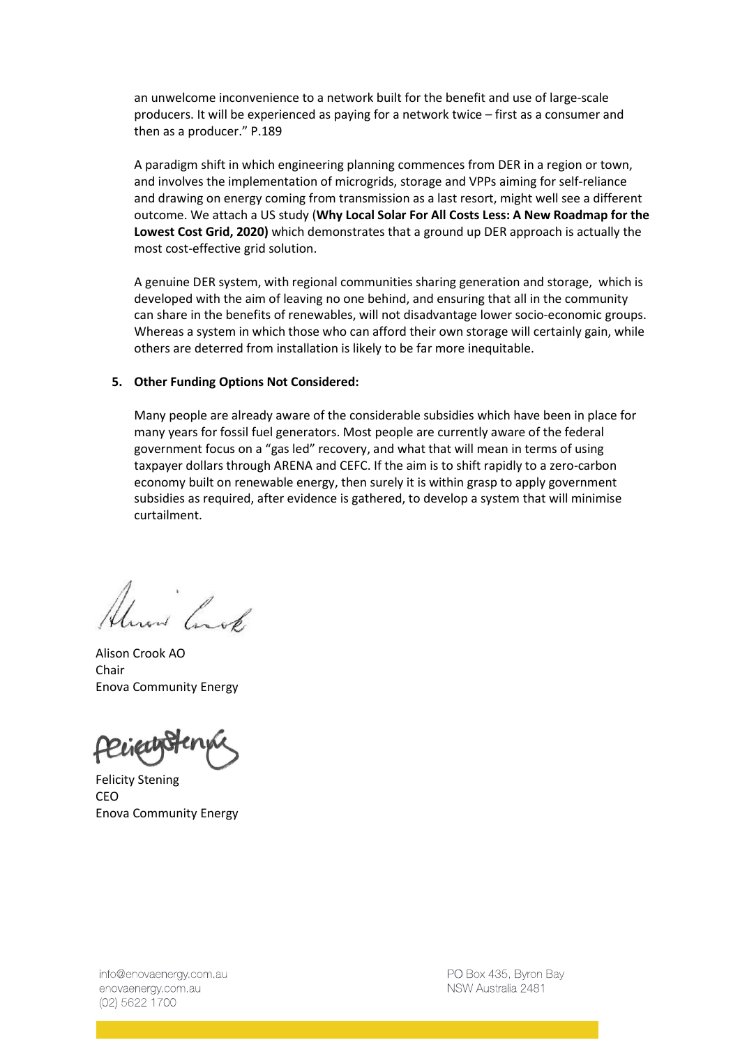an unwelcome inconvenience to a network built for the benefit and use of large-scale producers. It will be experienced as paying for a network twice – first as a consumer and then as a producer." P.189

A paradigm shift in which engineering planning commences from DER in a region or town, and involves the implementation of microgrids, storage and VPPs aiming for self-reliance and drawing on energy coming from transmission as a last resort, might well see a different outcome. We attach a US study (**Why Local Solar For All Costs Less: A New Roadmap for the Lowest Cost Grid, 2020)** which demonstrates that a ground up DER approach is actually the most cost-effective grid solution.

A genuine DER system, with regional communities sharing generation and storage, which is developed with the aim of leaving no one behind, and ensuring that all in the community can share in the benefits of renewables, will not disadvantage lower socio-economic groups. Whereas a system in which those who can afford their own storage will certainly gain, while others are deterred from installation is likely to be far more inequitable.

5. **Other Funding Options Not Considered:**

   Many people are already aware of the considerable subsidies which have been in place for many years for fossil fuel generators. Most people are currently aware of the federal government focus on a "gas led" recovery, and what that will mean in terms of using taxpayer dollars through ARENA and CEFC. If the aim is to shift rapidly to a zero-carbon economy built on renewable energy, then surely it is within grasp to apply government subsidies as required, after evidence is gathered, to develop a system that will minimise curtailment.

Alison Crook AO
Chair
Enova Community Energy

Felicity Stening
CEO
Enova Community Energy

info@enovaenergy.com.au
enovaenergy.com.au
(02) 5622 1700

PO Box 435, Byron Bay
NSW Australia 2481